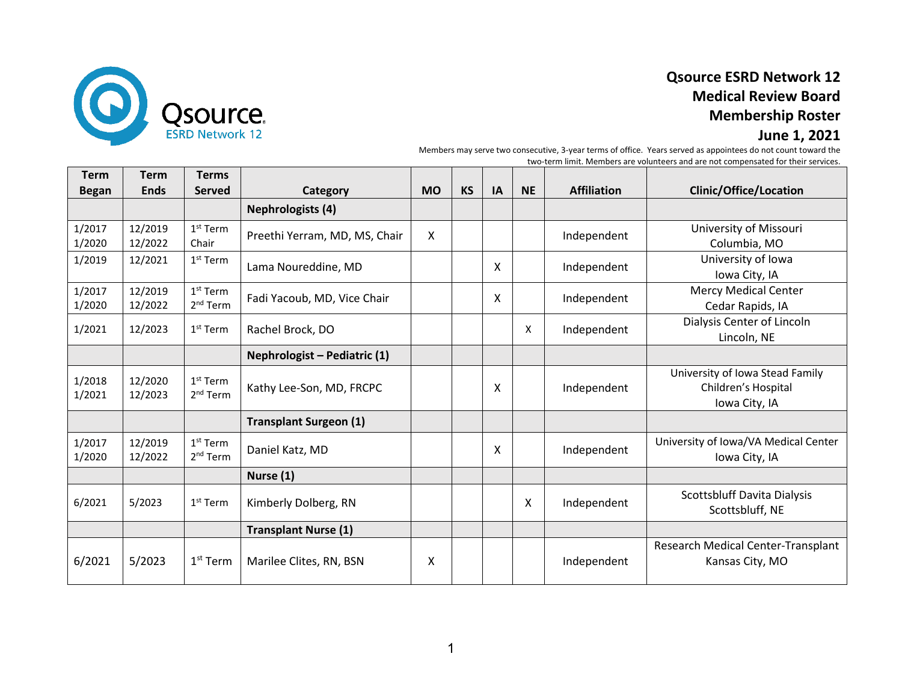Qsource ESRD Network 12

# Qsource ESRD Network 12
## Medical Review Board
## Membership Roster
## June 1, 2021

Members may serve two consecutive, 3-year terms of office. Years served as appointees do not count toward the two-term limit. Members are volunteers and are not compensated for their services.

| Term Began | Term Ends | Terms Served | Category | MO | KS | IA | NE | Affiliation | Clinic/Office/Location |
|---|---|---|---|---|---|---|---|---|---|
| | | | **Nephrologists (4)** | | | | | | |
| 1/2017<br>1/2020 | 12/2019<br>12/2022 | 1st Term<br>Chair | Preethi Yerram, MD, MS, Chair | X | | | | Independent | University of Missouri<br>Columbia, MO |
| 1/2019 | 12/2021 | 1st Term | Lama Noureddine, MD | | | X | | Independent | University of Iowa<br>Iowa City, IA |
| 1/2017<br>1/2020 | 12/2019<br>12/2022 | 1st Term<br>2nd Term | Fadi Yacoub, MD, Vice Chair | | | X | | Independent | Mercy Medical Center<br>Cedar Rapids, IA |
| 1/2021 | 12/2023 | 1st Term | Rachel Brock, DO | | | | X | Independent | Dialysis Center of Lincoln<br>Lincoln, NE |
| | | | **Nephrologist – Pediatric (1)** | | | | | | |
| 1/2018<br>1/2021 | 12/2020<br>12/2023 | 1st Term<br>2nd Term | Kathy Lee-Son, MD, FRCPC | | | X | | Independent | University of Iowa Stead Family Children's Hospital<br>Iowa City, IA |
| | | | **Transplant Surgeon (1)** | | | | | | |
| 1/2017<br>1/2020 | 12/2019<br>12/2022 | 1st Term<br>2nd Term | Daniel Katz, MD | | | X | | Independent | University of Iowa/VA Medical Center<br>Iowa City, IA |
| | | | **Nurse (1)** | | | | | | |
| 6/2021 | 5/2023 | 1st Term | Kimberly Dolberg, RN | | | | X | Independent | Scottsbluff Davita Dialysis<br>Scottsbluff, NE |
| | | | **Transplant Nurse (1)** | | | | | | |
| 6/2021 | 5/2023 | 1st Term | Marilee Clites, RN, BSN | X | | | | Independent | Research Medical Center-Transplant<br>Kansas City, MO |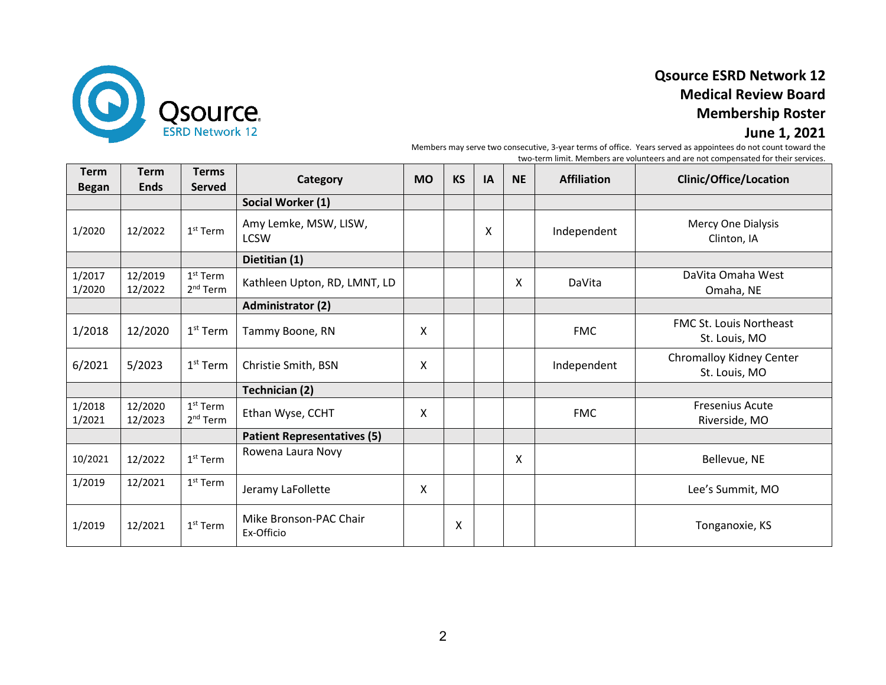# Qsource ESRD Network 12
## Medical Review Board
## Membership Roster
## June 1, 2021

Members may serve two consecutive, 3-year terms of office. Years served as appointees do not count toward the two-term limit. Members are volunteers and are not compensated for their services.

| Term Began | Term Ends | Terms Served | Category | MO | KS | IA | NE | Affiliation | Clinic/Office/Location |
|---|---|---|---|---|---|---|---|---|---|
| | | | **Social Worker (1)** | | | | | | |
| 1/2020 | 12/2022 | 1st Term | Amy Lemke, MSW, LISW, LCSW | | | X | | Independent | Mercy One Dialysis Clinton, IA |
| | | | **Dietitian (1)** | | | | | | |
| 1/2017 1/2020 | 12/2019 12/2022 | 1st Term 2nd Term | Kathleen Upton, RD, LMNT, LD | | | | X | DaVita | DaVita Omaha West Omaha, NE |
| | | | **Administrator (2)** | | | | | | |
| 1/2018 | 12/2020 | 1st Term | Tammy Boone, RN | X | | | | FMC | FMC St. Louis Northeast St. Louis, MO |
| 6/2021 | 5/2023 | 1st Term | Christie Smith, BSN | X | | | | Independent | Chromalloy Kidney Center St. Louis, MO |
| | | | **Technician (2)** | | | | | | |
| 1/2018 1/2021 | 12/2020 12/2023 | 1st Term 2nd Term | Ethan Wyse, CCHT | X | | | | FMC | Fresenius Acute Riverside, MO |
| | | | **Patient Representatives (5)** | | | | | | |
| 10/2021 | 12/2022 | 1st Term | Rowena Laura Novy | | | | X | | Bellevue, NE |
| 1/2019 | 12/2021 | 1st Term | Jeramy LaFollette | X | | | | | Lee's Summit, MO |
| 1/2019 | 12/2021 | 1st Term | Mike Bronson-PAC Chair Ex-Officio | | X | | | | Tonganoxie, KS |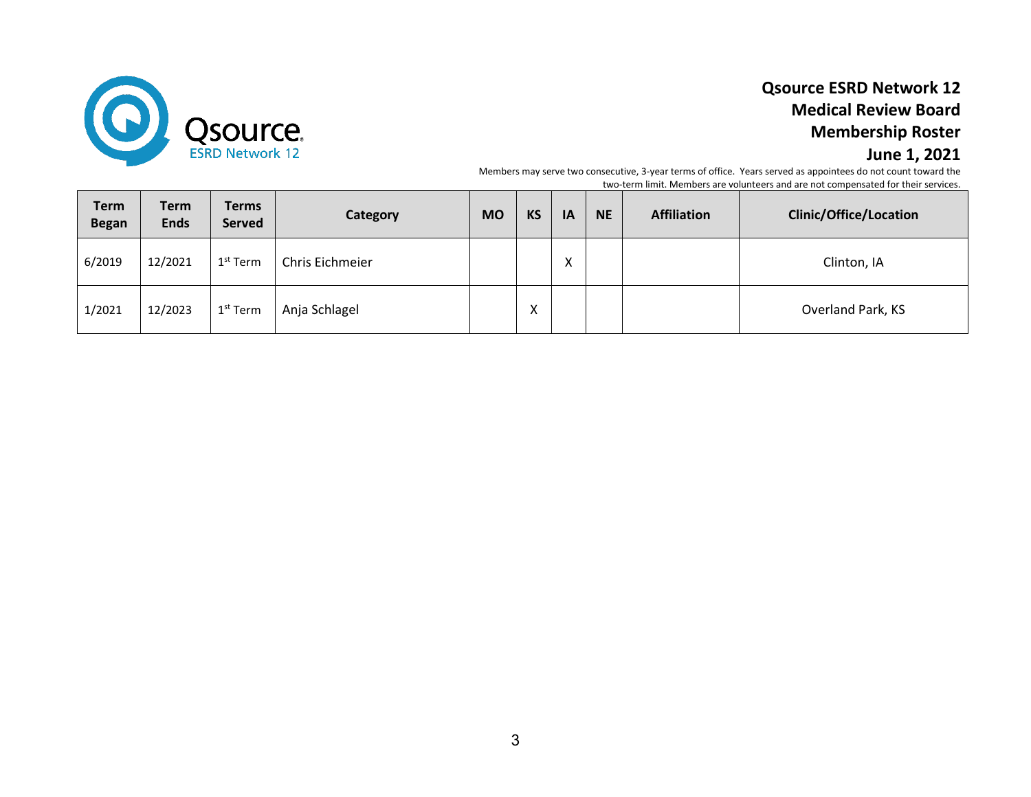**Qsource ESRD Network 12**
**Medical Review Board**
**Membership Roster**
**June 1, 2021**

Members may serve two consecutive, 3-year terms of office. Years served as appointees do not count toward the two-term limit. Members are volunteers and are not compensated for their services.

| Term Began | Term Ends | Terms Served | Category | MO | KS | IA | NE | Affiliation | Clinic/Office/Location |
|---|---|---|---|---|---|---|---|---|---|
| 6/2019 | 12/2021 | 1st Term | Chris Eichmeier | | | X | | | Clinton, IA |
| 1/2021 | 12/2023 | 1st Term | Anja Schlagel | | X | | | | Overland Park, KS |